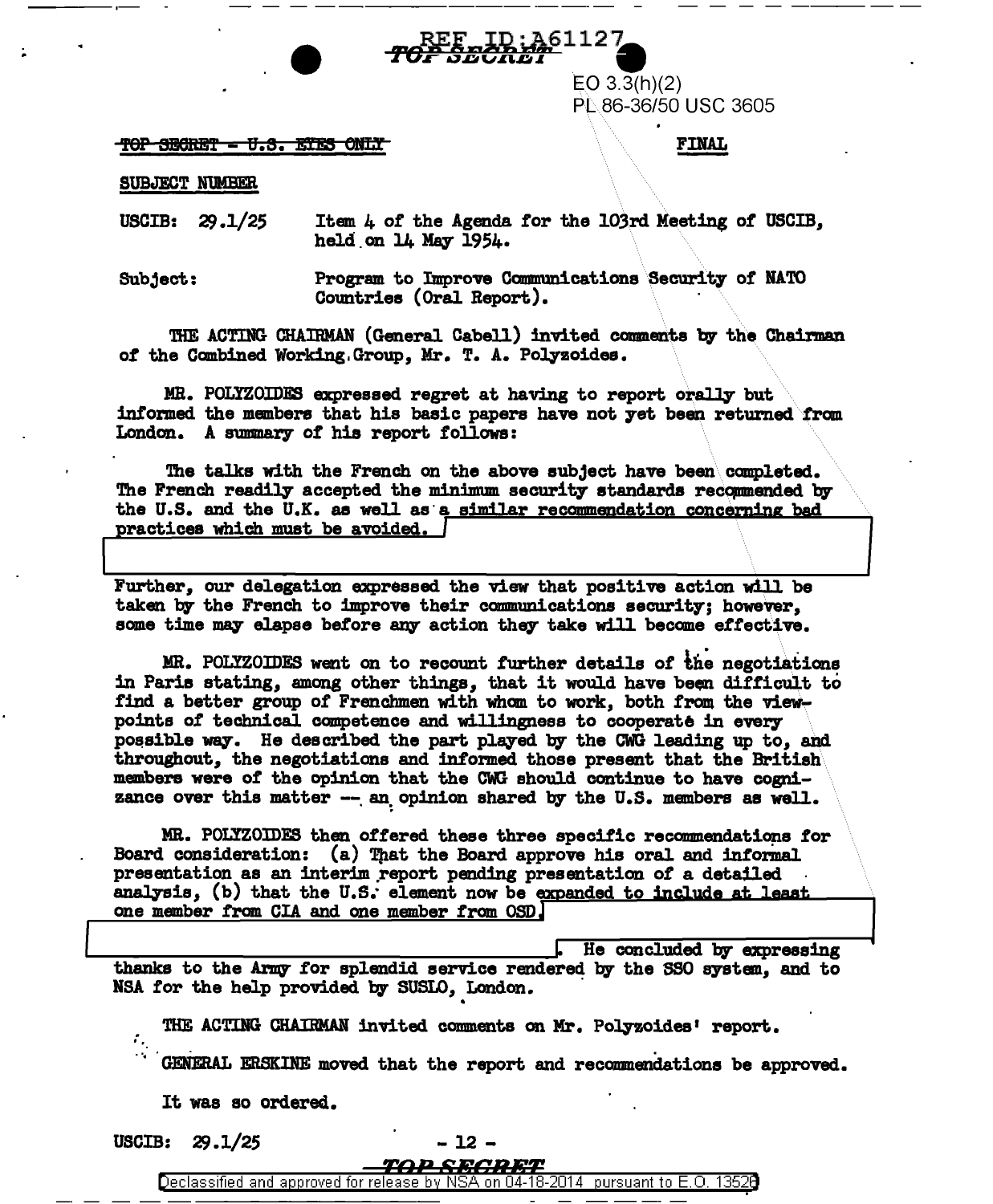REF ID:A61127
TOP SECRET

EO 3.3(h)(2)
PL 86-36/50 USC 3605

~~TOP SECRET - U.S. EYES ONLY~~ **FINAL**

SUBJECT NUMBER

USCIB: 29.1/25 Item 4 of the Agenda for the 103rd Meeting of USCIB, held on 14 May 1954.

Subject: Program to Improve Communications Security of NATO Countries (Oral Report).

THE ACTING CHAIRMAN (General Cabell) invited comments by the Chairman of the Combined Working Group, Mr. T. A. Polyzoides.

MR. POLYZOIDES expressed regret at having to report orally but informed the members that his basic papers have not yet been returned from London. A summary of his report follows:

The talks with the French on the above subject have been completed. The French readily accepted the minimum security standards recommended by the U.S. and the U.K. as well as a similar recommendation concerning bad practices which must be avoided. [REDACTED]

Further, our delegation expressed the view that positive action will be taken by the French to improve their communications security; however, some time may elapse before any action they take will become effective.

MR. POLYZOIDES went on to recount further details of the negotiations in Paris stating, among other things, that it would have been difficult to find a better group of Frenchmen with whom to work, both from the viewpoints of technical competence and willingness to cooperate in every possible way. He described the part played by the CWG leading up to, and throughout, the negotiations and informed those present that the British members were of the opinion that the CWG should continue to have cognizance over this matter -- an opinion shared by the U.S. members as well.

MR. POLYZOIDES then offered these three specific recommendations for Board consideration: (a) That the Board approve his oral and informal presentation as an interim report pending presentation of a detailed analysis, (b) that the U.S. element now be expanded to include at least one member from CIA and one member from OSD [REDACTED]. He concluded by expressing thanks to the Army for splendid service rendered by the SSO system, and to NSA for the help provided by SUSLO, London.

THE ACTING CHAIRMAN invited comments on Mr. Polyzoides' report.

GENERAL ERSKINE moved that the report and recommendations be approved.

It was so ordered.

USCIB: 29.1/25 - 12 -

TOP SECRET

Declassified and approved for release by NSA on 04-18-2014 pursuant to E.O. 13526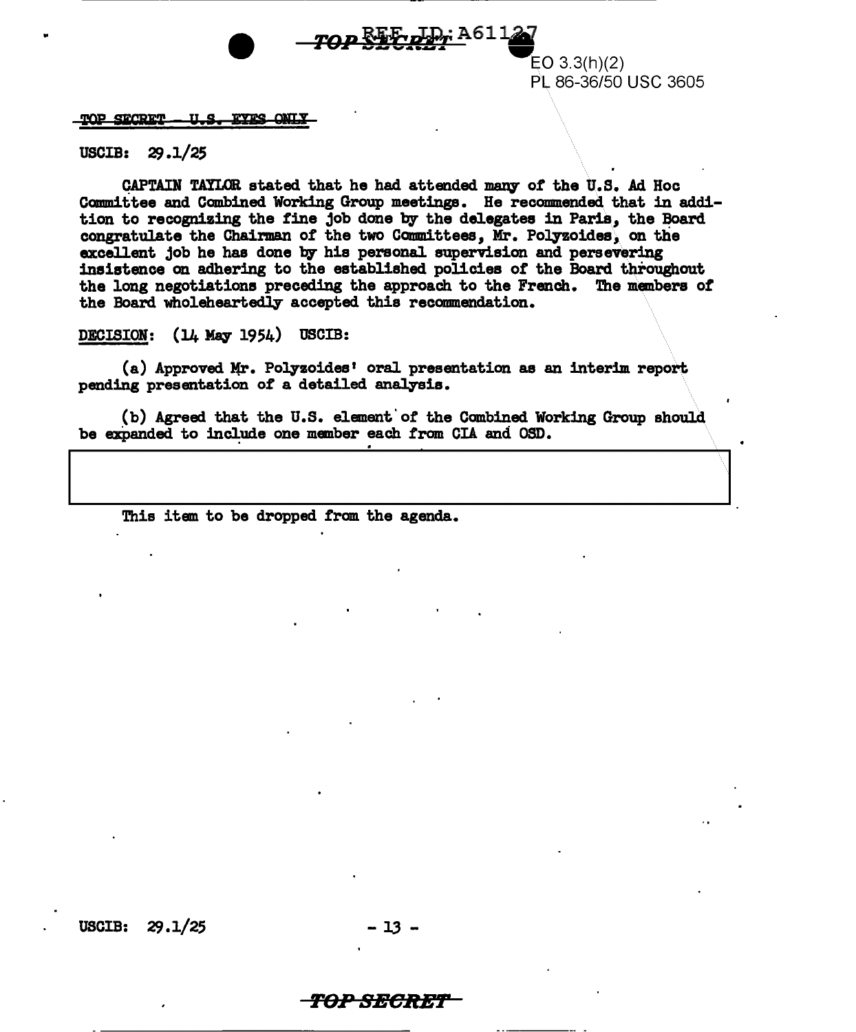EO 3.3(h)(2)
PL 86-36/50 USC 3605

TOP SECRET – U.S. EYES ONLY

USCIB: 29.1/25

CAPTAIN TAYLOR stated that he had attended many of the U.S. Ad Hoc Committee and Combined Working Group meetings. He recommended that in addition to recognizing the fine job done by the delegates in Paris, the Board congratulate the Chairman of the two Committees, Mr. Polyzoides, on the excellent job he has done by his personal supervision and persevering insistence on adhering to the established policies of the Board throughout the long negotiations preceding the approach to the French. The members of the Board wholeheartedly accepted this recommendation.

DECISION: (14 May 1954) USCIB:

(a) Approved Mr. Polyzoides' oral presentation as an interim report pending presentation of a detailed analysis.

(b) Agreed that the U.S. element of the Combined Working Group should be expanded to include one member each from CIA and OSD.

This item to be dropped from the agenda.

USCIB: 29.1/25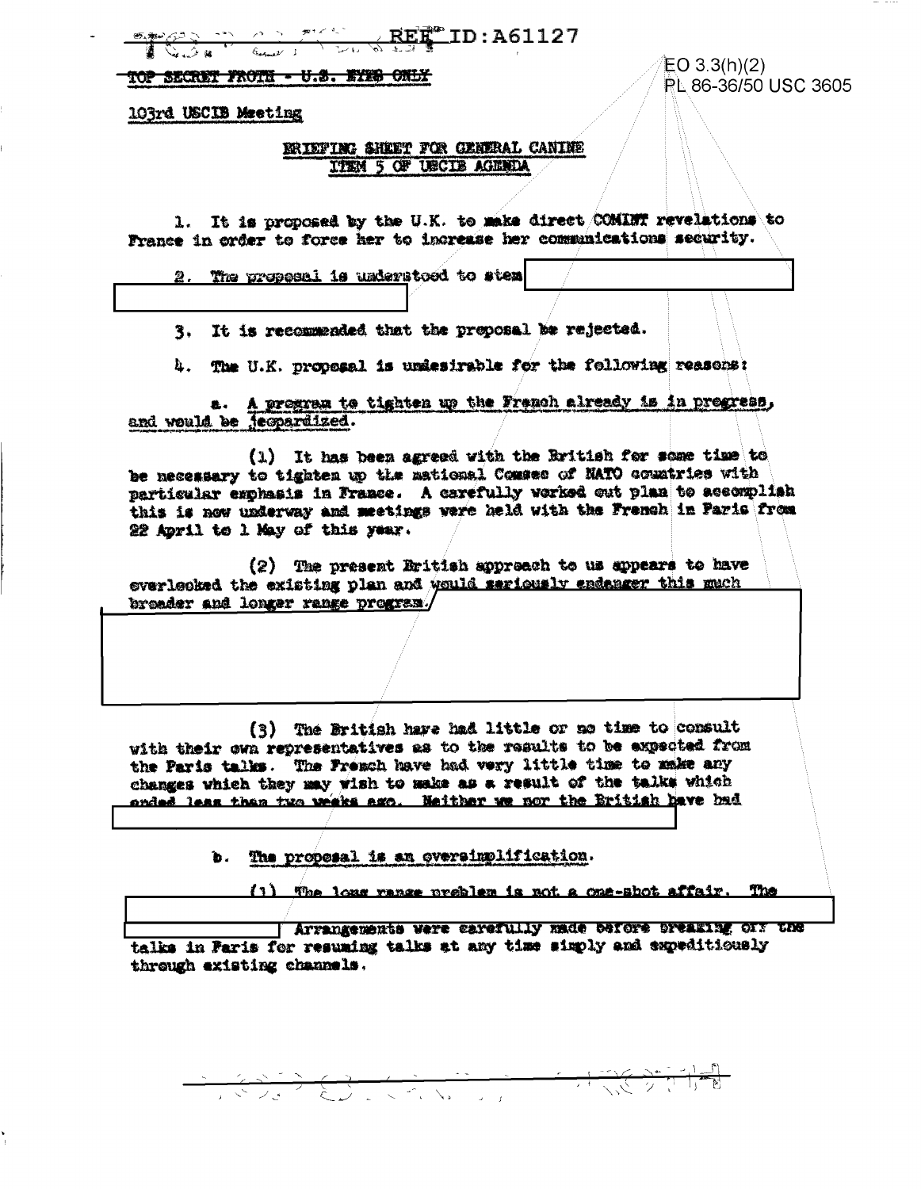REF ID:A61127

TOP SECRET FROTH - U.S. EYES ONLY

EO 3.3(h)(2)
PL 86-36/50 USC 3605

103rd USCIB Meeting

## BRIEFING SHEET FOR GENERAL CANINE
## ITEM 5 OF USCIB AGENDA

1. It is proposed by the U.K. to make direct COMINT revelations to France in order to force her to increase her communications security.

2. The proposal is understood to stem [REDACTED]

3. It is recommended that the proposal be rejected.

4. The U.K. proposal is undesirable for the following reasons:

a. A program to tighten up the French already is in progress, and would be jeopardized.

(1) It has been agreed with the British for some time to be necessary to tighten up the national Comsec of NATO countries with particular emphasis in France. A carefully worked out plan to accomplish this is now underway and meetings were held with the French in Paris from 22 April to 1 May of this year.

(2) The present British approach to us appears to have overlooked the existing plan and would seriously endanger this much broader and longer range program. [REDACTED]

(3) The British have had little or no time to consult with their own representatives as to the results to be expected from the Paris talks. The French have had very little time to make any changes which they may wish to make as a result of the talks which ended less than two weeks ago. Neither we nor the British have had [REDACTED]

b. The proposal is an oversimplification.

(1) The long range problem is not a one-shot affair. The [REDACTED] Arrangements were carefully made before breaking off the talks in Paris for resuming talks at any time simply and expeditiously through existing channels.